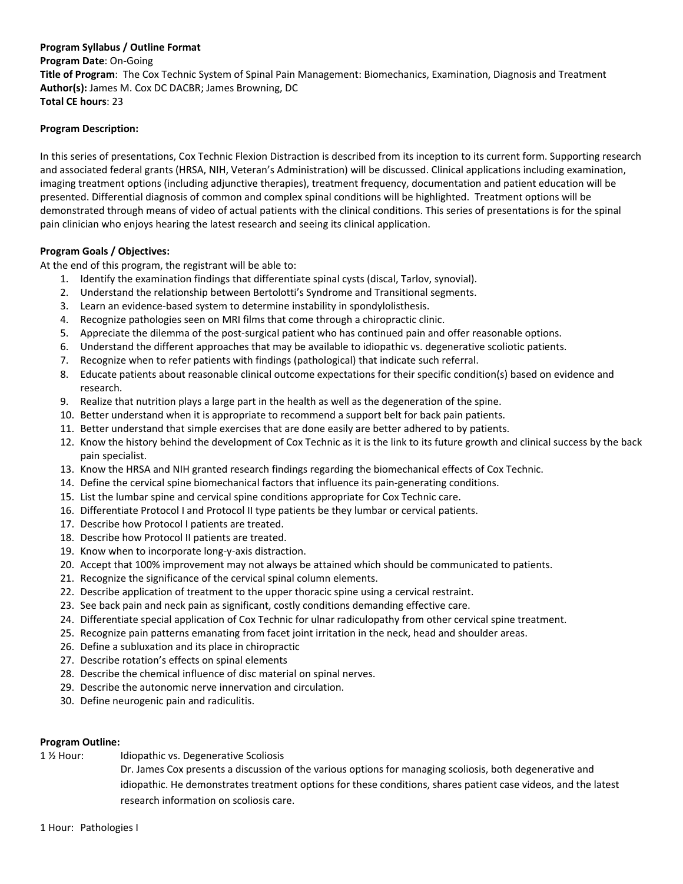**Program Syllabus / Outline Format**
**Program Date**: On-Going
**Title of Program**: The Cox Technic System of Spinal Pain Management: Biomechanics, Examination, Diagnosis and Treatment
**Author(s):** James M. Cox DC DACBR; James Browning, DC
**Total CE hours**: 23

**Program Description:**

In this series of presentations, Cox Technic Flexion Distraction is described from its inception to its current form. Supporting research and associated federal grants (HRSA, NIH, Veteran's Administration) will be discussed. Clinical applications including examination, imaging treatment options (including adjunctive therapies), treatment frequency, documentation and patient education will be presented. Differential diagnosis of common and complex spinal conditions will be highlighted. Treatment options will be demonstrated through means of video of actual patients with the clinical conditions. This series of presentations is for the spinal pain clinician who enjoys hearing the latest research and seeing its clinical application.

**Program Goals / Objectives:**
At the end of this program, the registrant will be able to:

1. Identify the examination findings that differentiate spinal cysts (discal, Tarlov, synovial).
2. Understand the relationship between Bertolotti's Syndrome and Transitional segments.
3. Learn an evidence-based system to determine instability in spondylolisthesis.
4. Recognize pathologies seen on MRI films that come through a chiropractic clinic.
5. Appreciate the dilemma of the post-surgical patient who has continued pain and offer reasonable options.
6. Understand the different approaches that may be available to idiopathic vs. degenerative scoliotic patients.
7. Recognize when to refer patients with findings (pathological) that indicate such referral.
8. Educate patients about reasonable clinical outcome expectations for their specific condition(s) based on evidence and research.
9. Realize that nutrition plays a large part in the health as well as the degeneration of the spine.
10. Better understand when it is appropriate to recommend a support belt for back pain patients.
11. Better understand that simple exercises that are done easily are better adhered to by patients.
12. Know the history behind the development of Cox Technic as it is the link to its future growth and clinical success by the back pain specialist.
13. Know the HRSA and NIH granted research findings regarding the biomechanical effects of Cox Technic.
14. Define the cervical spine biomechanical factors that influence its pain-generating conditions.
15. List the lumbar spine and cervical spine conditions appropriate for Cox Technic care.
16. Differentiate Protocol I and Protocol II type patients be they lumbar or cervical patients.
17. Describe how Protocol I patients are treated.
18. Describe how Protocol II patients are treated.
19. Know when to incorporate long-y-axis distraction.
20. Accept that 100% improvement may not always be attained which should be communicated to patients.
21. Recognize the significance of the cervical spinal column elements.
22. Describe application of treatment to the upper thoracic spine using a cervical restraint.
23. See back pain and neck pain as significant, costly conditions demanding effective care.
24. Differentiate special application of Cox Technic for ulnar radiculopathy from other cervical spine treatment.
25. Recognize pain patterns emanating from facet joint irritation in the neck, head and shoulder areas.
26. Define a subluxation and its place in chiropractic
27. Describe rotation's effects on spinal elements
28. Describe the chemical influence of disc material on spinal nerves.
29. Describe the autonomic nerve innervation and circulation.
30. Define neurogenic pain and radiculitis.

**Program Outline:**

1 ½ Hour: Idiopathic vs. Degenerative Scoliosis
Dr. James Cox presents a discussion of the various options for managing scoliosis, both degenerative and idiopathic. He demonstrates treatment options for these conditions, shares patient case videos, and the latest research information on scoliosis care.

1 Hour: Pathologies I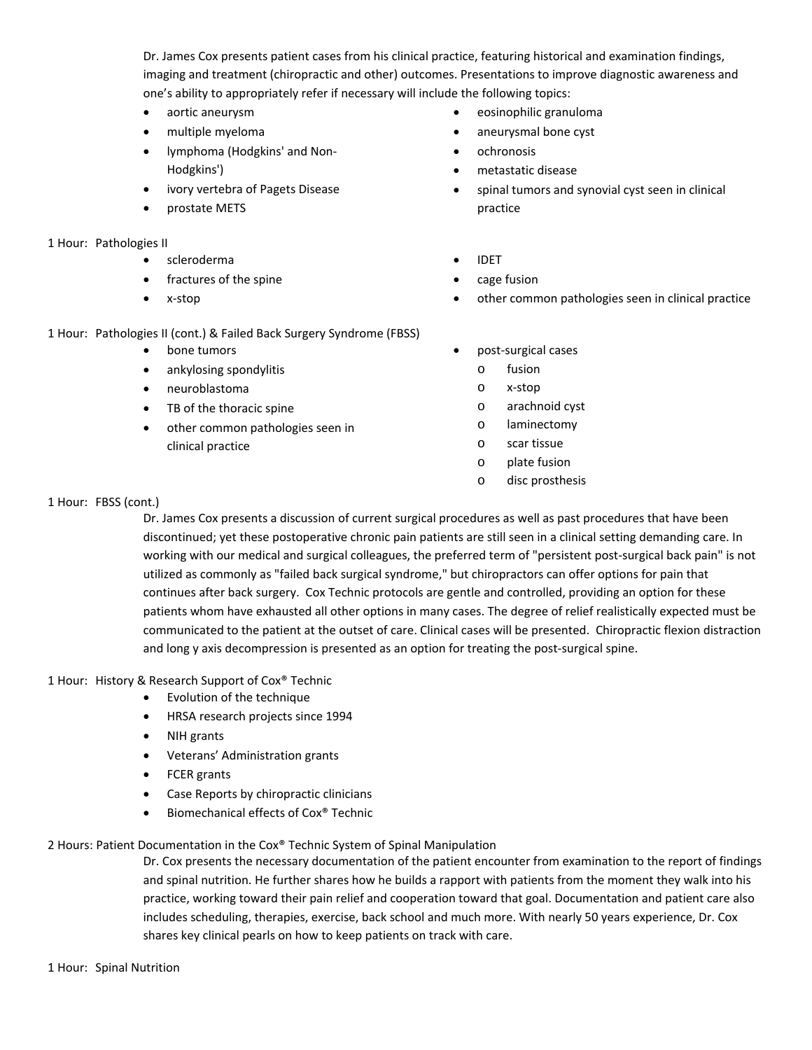Dr. James Cox presents patient cases from his clinical practice, featuring historical and examination findings, imaging and treatment (chiropractic and other) outcomes. Presentations to improve diagnostic awareness and one's ability to appropriately refer if necessary will include the following topics:

- aortic aneurysm
- multiple myeloma
- lymphoma (Hodgkins' and Non-Hodgkins')
- ivory vertebra of Pagets Disease
- prostate METS
- eosinophilic granuloma
- aneurysmal bone cyst
- ochronosis
- metastatic disease
- spinal tumors and synovial cyst seen in clinical practice

1 Hour: Pathologies II

- scleroderma
- fractures of the spine
- x-stop
- IDET
- cage fusion
- other common pathologies seen in clinical practice

1 Hour: Pathologies II (cont.) & Failed Back Surgery Syndrome (FBSS)

- bone tumors
- ankylosing spondylitis
- neuroblastoma
- TB of the thoracic spine
- other common pathologies seen in clinical practice
- post-surgical cases
  - fusion
  - x-stop
  - arachnoid cyst
  - laminectomy
  - scar tissue
  - plate fusion
  - disc prosthesis

1 Hour: FBSS (cont.)

Dr. James Cox presents a discussion of current surgical procedures as well as past procedures that have been discontinued; yet these postoperative chronic pain patients are still seen in a clinical setting demanding care. In working with our medical and surgical colleagues, the preferred term of "persistent post-surgical back pain" is not utilized as commonly as "failed back surgical syndrome," but chiropractors can offer options for pain that continues after back surgery. Cox Technic protocols are gentle and controlled, providing an option for these patients whom have exhausted all other options in many cases. The degree of relief realistically expected must be communicated to the patient at the outset of care. Clinical cases will be presented. Chiropractic flexion distraction and long y axis decompression is presented as an option for treating the post-surgical spine.

1 Hour: History & Research Support of Cox® Technic

- Evolution of the technique
- HRSA research projects since 1994
- NIH grants
- Veterans' Administration grants
- FCER grants
- Case Reports by chiropractic clinicians
- Biomechanical effects of Cox® Technic

2 Hours: Patient Documentation in the Cox® Technic System of Spinal Manipulation

Dr. Cox presents the necessary documentation of the patient encounter from examination to the report of findings and spinal nutrition. He further shares how he builds a rapport with patients from the moment they walk into his practice, working toward their pain relief and cooperation toward that goal. Documentation and patient care also includes scheduling, therapies, exercise, back school and much more. With nearly 50 years experience, Dr. Cox shares key clinical pearls on how to keep patients on track with care.

1 Hour: Spinal Nutrition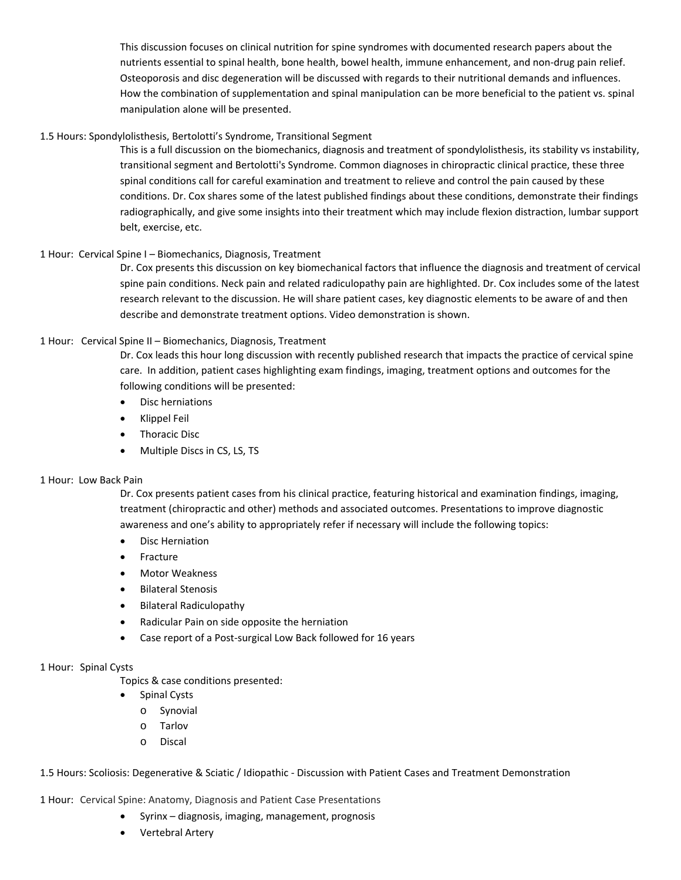This discussion focuses on clinical nutrition for spine syndromes with documented research papers about the nutrients essential to spinal health, bone health, bowel health, immune enhancement, and non-drug pain relief. Osteoporosis and disc degeneration will be discussed with regards to their nutritional demands and influences. How the combination of supplementation and spinal manipulation can be more beneficial to the patient vs. spinal manipulation alone will be presented.

1.5 Hours: Spondylolisthesis, Bertolotti's Syndrome, Transitional Segment

This is a full discussion on the biomechanics, diagnosis and treatment of spondylolisthesis, its stability vs instability, transitional segment and Bertolotti's Syndrome. Common diagnoses in chiropractic clinical practice, these three spinal conditions call for careful examination and treatment to relieve and control the pain caused by these conditions. Dr. Cox shares some of the latest published findings about these conditions, demonstrate their findings radiographically, and give some insights into their treatment which may include flexion distraction, lumbar support belt, exercise, etc.

1 Hour: Cervical Spine I – Biomechanics, Diagnosis, Treatment

Dr. Cox presents this discussion on key biomechanical factors that influence the diagnosis and treatment of cervical spine pain conditions. Neck pain and related radiculopathy pain are highlighted. Dr. Cox includes some of the latest research relevant to the discussion. He will share patient cases, key diagnostic elements to be aware of and then describe and demonstrate treatment options. Video demonstration is shown.

1 Hour: Cervical Spine II – Biomechanics, Diagnosis, Treatment

Dr. Cox leads this hour long discussion with recently published research that impacts the practice of cervical spine care. In addition, patient cases highlighting exam findings, imaging, treatment options and outcomes for the following conditions will be presented:

- Disc herniations
- Klippel Feil
- Thoracic Disc
- Multiple Discs in CS, LS, TS

1 Hour: Low Back Pain

Dr. Cox presents patient cases from his clinical practice, featuring historical and examination findings, imaging, treatment (chiropractic and other) methods and associated outcomes. Presentations to improve diagnostic awareness and one's ability to appropriately refer if necessary will include the following topics:

- Disc Herniation
- Fracture
- Motor Weakness
- Bilateral Stenosis
- Bilateral Radiculopathy
- Radicular Pain on side opposite the herniation
- Case report of a Post-surgical Low Back followed for 16 years

1 Hour: Spinal Cysts

Topics & case conditions presented:

- Spinal Cysts
  - Synovial
  - Tarlov
  - Discal

1.5 Hours: Scoliosis: Degenerative & Sciatic / Idiopathic - Discussion with Patient Cases and Treatment Demonstration

1 Hour: Cervical Spine: Anatomy, Diagnosis and Patient Case Presentations

- Syrinx – diagnosis, imaging, management, prognosis
- Vertebral Artery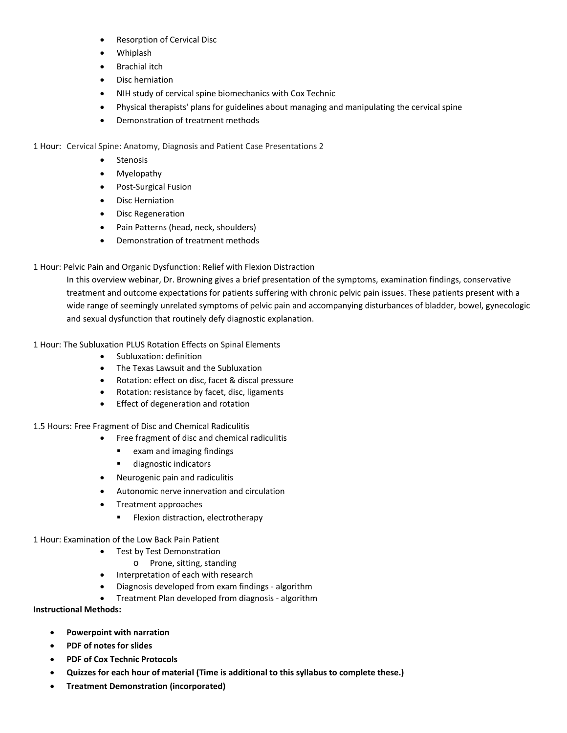- Resorption of Cervical Disc
- Whiplash
- Brachial itch
- Disc herniation
- NIH study of cervical spine biomechanics with Cox Technic
- Physical therapists' plans for guidelines about managing and manipulating the cervical spine
- Demonstration of treatment methods

1 Hour: Cervical Spine: Anatomy, Diagnosis and Patient Case Presentations 2

- Stenosis
- Myelopathy
- Post-Surgical Fusion
- Disc Herniation
- Disc Regeneration
- Pain Patterns (head, neck, shoulders)
- Demonstration of treatment methods

1 Hour: Pelvic Pain and Organic Dysfunction: Relief with Flexion Distraction

In this overview webinar, Dr. Browning gives a brief presentation of the symptoms, examination findings, conservative treatment and outcome expectations for patients suffering with chronic pelvic pain issues. These patients present with a wide range of seemingly unrelated symptoms of pelvic pain and accompanying disturbances of bladder, bowel, gynecologic and sexual dysfunction that routinely defy diagnostic explanation.

1 Hour: The Subluxation PLUS Rotation Effects on Spinal Elements

- Subluxation: definition
- The Texas Lawsuit and the Subluxation
- Rotation: effect on disc, facet & discal pressure
- Rotation: resistance by facet, disc, ligaments
- Effect of degeneration and rotation

1.5 Hours: Free Fragment of Disc and Chemical Radiculitis

- Free fragment of disc and chemical radiculitis
  - exam and imaging findings
  - diagnostic indicators
- Neurogenic pain and radiculitis
- Autonomic nerve innervation and circulation
- Treatment approaches
  - Flexion distraction, electrotherapy

1 Hour: Examination of the Low Back Pain Patient

- Test by Test Demonstration
  - Prone, sitting, standing
- Interpretation of each with research
- Diagnosis developed from exam findings - algorithm
- Treatment Plan developed from diagnosis - algorithm

**Instructional Methods:**

- **Powerpoint with narration**
- **PDF of notes for slides**
- **PDF of Cox Technic Protocols**
- **Quizzes for each hour of material (Time is additional to this syllabus to complete these.)**
- **Treatment Demonstration (incorporated)**